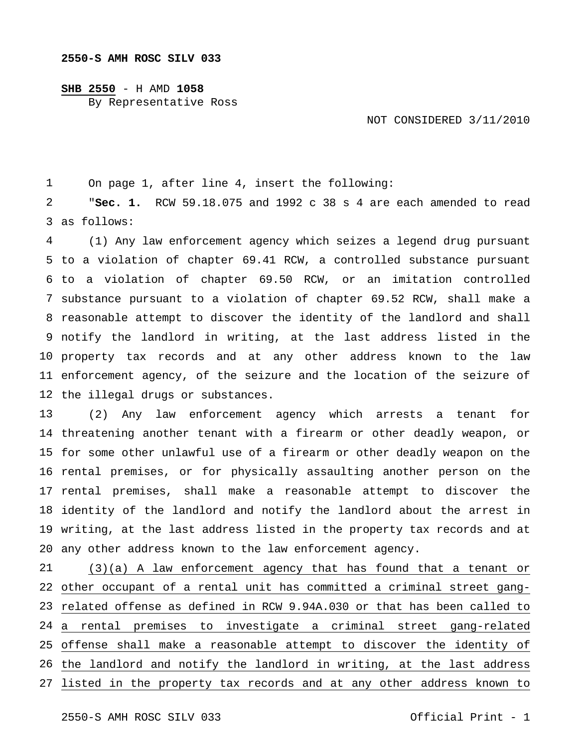**2550-S AMH ROSC SILV 033**

**SHB 2550** - H AMD **1058**
By Representative Ross

NOT CONSIDERED 3/11/2010

On page 1, after line 4, insert the following:

"**Sec. 1.** RCW 59.18.075 and 1992 c 38 s 4 are each amended to read as follows:

(1) Any law enforcement agency which seizes a legend drug pursuant to a violation of chapter 69.41 RCW, a controlled substance pursuant to a violation of chapter 69.50 RCW, or an imitation controlled substance pursuant to a violation of chapter 69.52 RCW, shall make a reasonable attempt to discover the identity of the landlord and shall notify the landlord in writing, at the last address listed in the property tax records and at any other address known to the law enforcement agency, of the seizure and the location of the seizure of the illegal drugs or substances.

(2) Any law enforcement agency which arrests a tenant for threatening another tenant with a firearm or other deadly weapon, or for some other unlawful use of a firearm or other deadly weapon on the rental premises, or for physically assaulting another person on the rental premises, shall make a reasonable attempt to discover the identity of the landlord and notify the landlord about the arrest in writing, at the last address listed in the property tax records and at any other address known to the law enforcement agency.

<u>(3)(a) A law enforcement agency that has found that a tenant or other occupant of a rental unit has committed a criminal street gang-related offense as defined in RCW 9.94A.030 or that has been called to a rental premises to investigate a criminal street gang-related offense shall make a reasonable attempt to discover the identity of the landlord and notify the landlord in writing, at the last address listed in the property tax records and at any other address known to</u>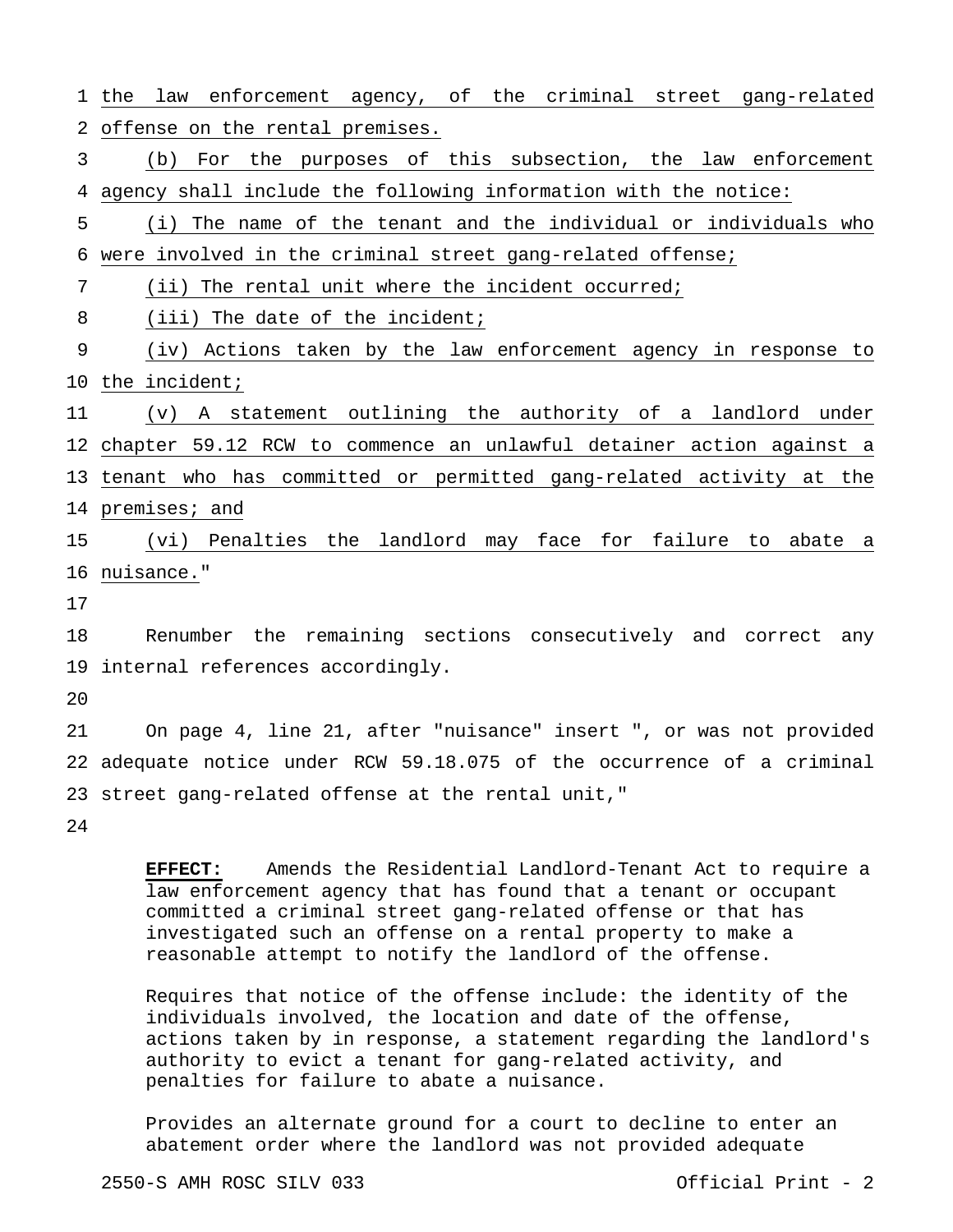the law enforcement agency, of the criminal street gang-related offense on the rental premises.

(b) For the purposes of this subsection, the law enforcement agency shall include the following information with the notice:

(i) The name of the tenant and the individual or individuals who were involved in the criminal street gang-related offense;

(ii) The rental unit where the incident occurred;

(iii) The date of the incident;

(iv) Actions taken by the law enforcement agency in response to the incident;

(v) A statement outlining the authority of a landlord under chapter 59.12 RCW to commence an unlawful detainer action against a tenant who has committed or permitted gang-related activity at the premises; and

(vi) Penalties the landlord may face for failure to abate a nuisance."

Renumber the remaining sections consecutively and correct any internal references accordingly.

On page 4, line 21, after "nuisance" insert ", or was not provided adequate notice under RCW 59.18.075 of the occurrence of a criminal street gang-related offense at the rental unit,"

**EFFECT:** Amends the Residential Landlord-Tenant Act to require a law enforcement agency that has found that a tenant or occupant committed a criminal street gang-related offense or that has investigated such an offense on a rental property to make a reasonable attempt to notify the landlord of the offense.

Requires that notice of the offense include: the identity of the individuals involved, the location and date of the offense, actions taken by in response, a statement regarding the landlord's authority to evict a tenant for gang-related activity, and penalties for failure to abate a nuisance.

Provides an alternate ground for a court to decline to enter an abatement order where the landlord was not provided adequate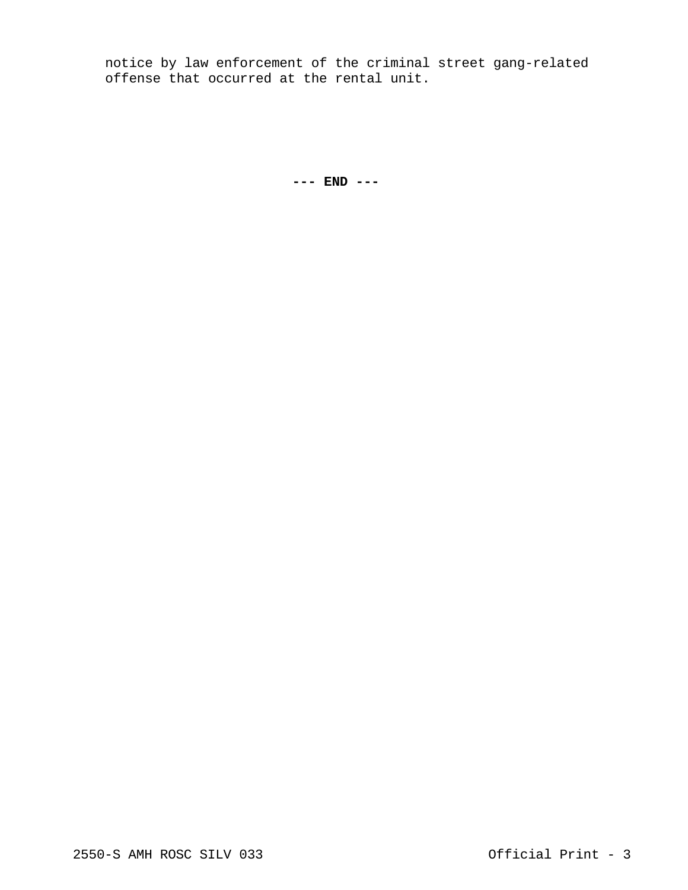notice by law enforcement of the criminal street gang-related offense that occurred at the rental unit.

**--- END ---**